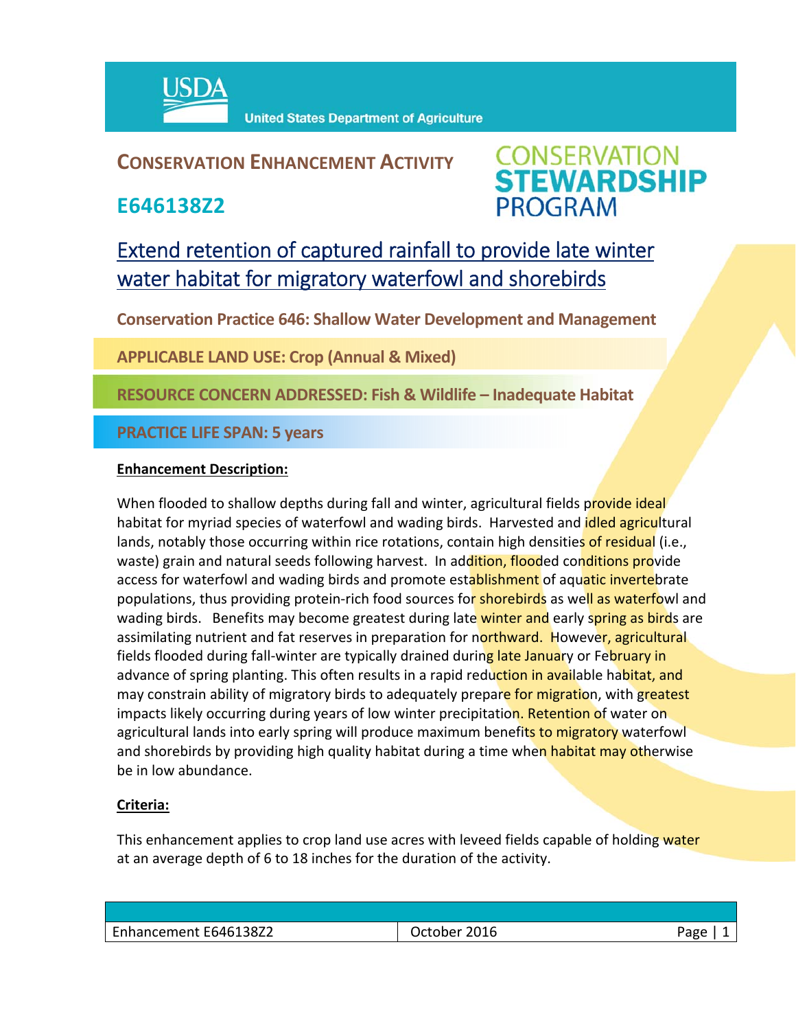USDA United States Department of Agriculture

# CONSERVATION ENHANCEMENT ACTIVITY

## E646138Z2

CONSERVATION STEWARDSHIP PROGRAM

## Extend retention of captured rainfall to provide late winter water habitat for migratory waterfowl and shorebirds

**Conservation Practice 646: Shallow Water Development and Management**

**APPLICABLE LAND USE: Crop (Annual & Mixed)**

**RESOURCE CONCERN ADDRESSED: Fish & Wildlife – Inadequate Habitat**

**PRACTICE LIFE SPAN: 5 years**

**Enhancement Description:**

When flooded to shallow depths during fall and winter, agricultural fields provide ideal habitat for myriad species of waterfowl and wading birds. Harvested and idled agricultural lands, notably those occurring within rice rotations, contain high densities of residual (i.e., waste) grain and natural seeds following harvest. In addition, flooded conditions provide access for waterfowl and wading birds and promote establishment of aquatic invertebrate populations, thus providing protein-rich food sources for shorebirds as well as waterfowl and wading birds. Benefits may become greatest during late winter and early spring as birds are assimilating nutrient and fat reserves in preparation for northward. However, agricultural fields flooded during fall-winter are typically drained during late January or February in advance of spring planting. This often results in a rapid reduction in available habitat, and may constrain ability of migratory birds to adequately prepare for migration, with greatest impacts likely occurring during years of low winter precipitation. Retention of water on agricultural lands into early spring will produce maximum benefits to migratory waterfowl and shorebirds by providing high quality habitat during a time when habitat may otherwise be in low abundance.

**Criteria:**

This enhancement applies to crop land use acres with leveed fields capable of holding water at an average depth of 6 to 18 inches for the duration of the activity.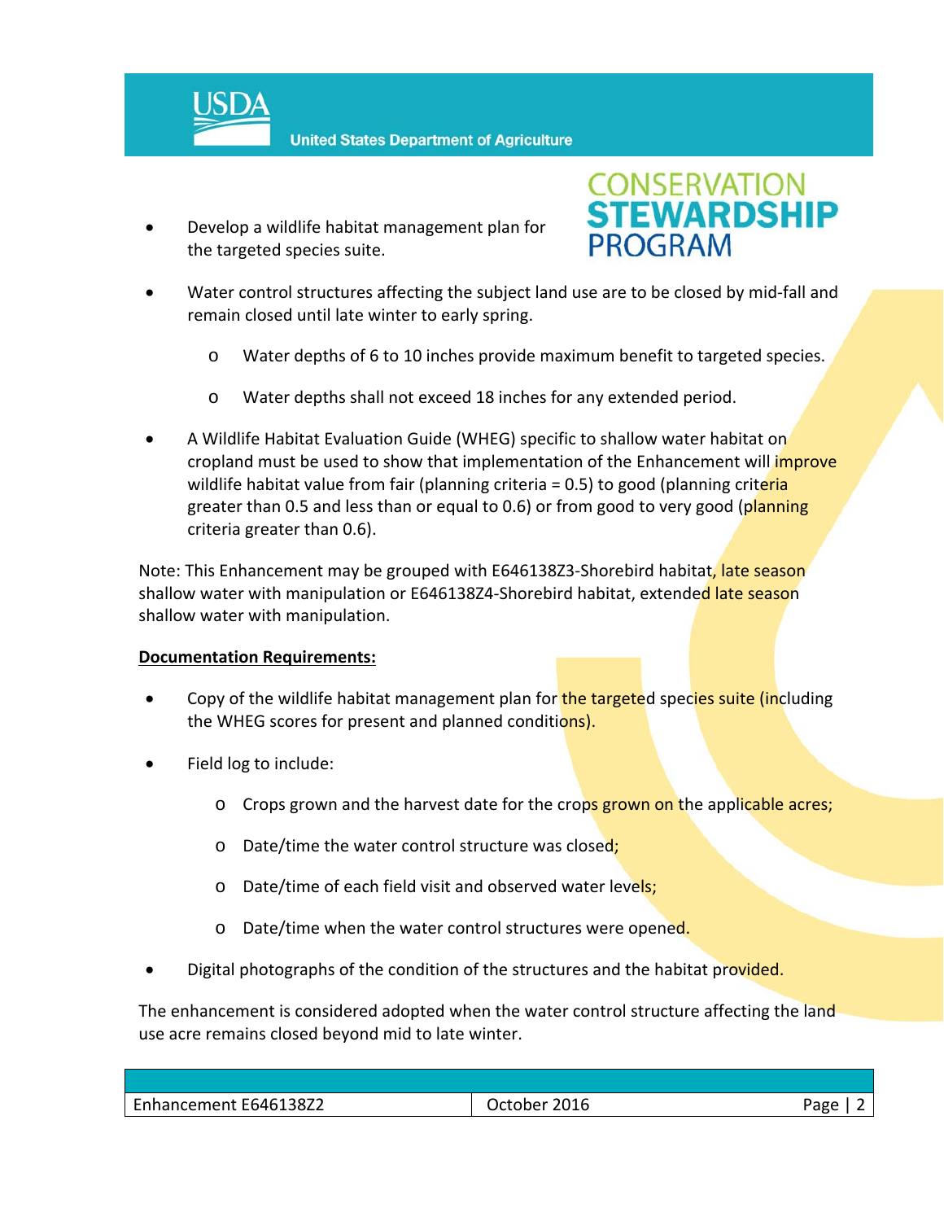- Develop a wildlife habitat management plan for the targeted species suite.
- Water control structures affecting the subject land use are to be closed by mid-fall and remain closed until late winter to early spring.
  - Water depths of 6 to 10 inches provide maximum benefit to targeted species.
  - Water depths shall not exceed 18 inches for any extended period.
- A Wildlife Habitat Evaluation Guide (WHEG) specific to shallow water habitat on cropland must be used to show that implementation of the Enhancement will improve wildlife habitat value from fair (planning criteria = 0.5) to good (planning criteria greater than 0.5 and less than or equal to 0.6) or from good to very good (planning criteria greater than 0.6).

Note: This Enhancement may be grouped with E646138Z3-Shorebird habitat, late season shallow water with manipulation or E646138Z4-Shorebird habitat, extended late season shallow water with manipulation.

**Documentation Requirements:**

- Copy of the wildlife habitat management plan for the targeted species suite (including the WHEG scores for present and planned conditions).
- Field log to include:
  - Crops grown and the harvest date for the crops grown on the applicable acres;
  - Date/time the water control structure was closed;
  - Date/time of each field visit and observed water levels;
  - Date/time when the water control structures were opened.
- Digital photographs of the condition of the structures and the habitat provided.

The enhancement is considered adopted when the water control structure affecting the land use acre remains closed beyond mid to late winter.